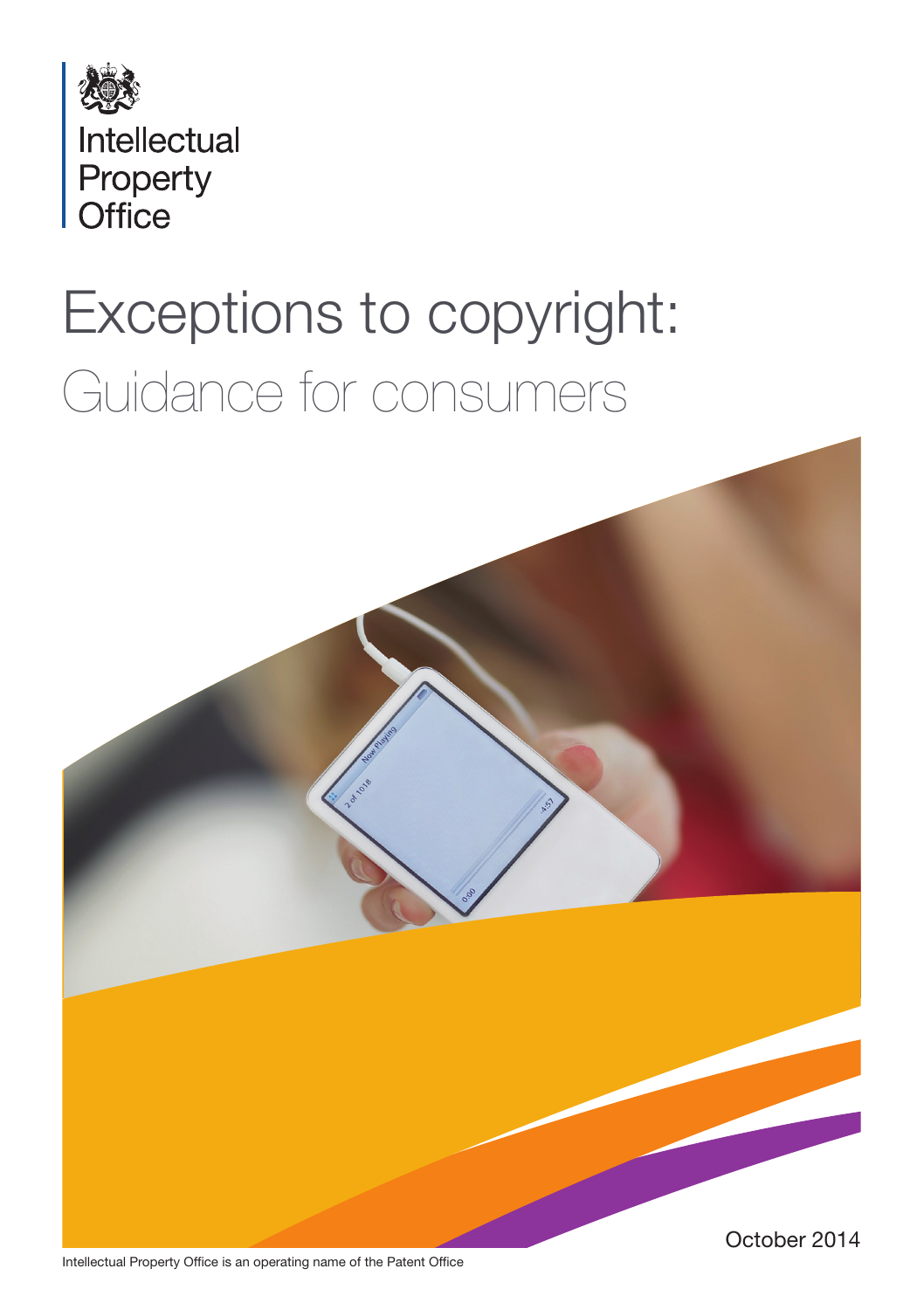Intellectual Property Office

# Exceptions to copyright:

## Guidance for consumers

October 2014

Intellectual Property Office is an operating name of the Patent Office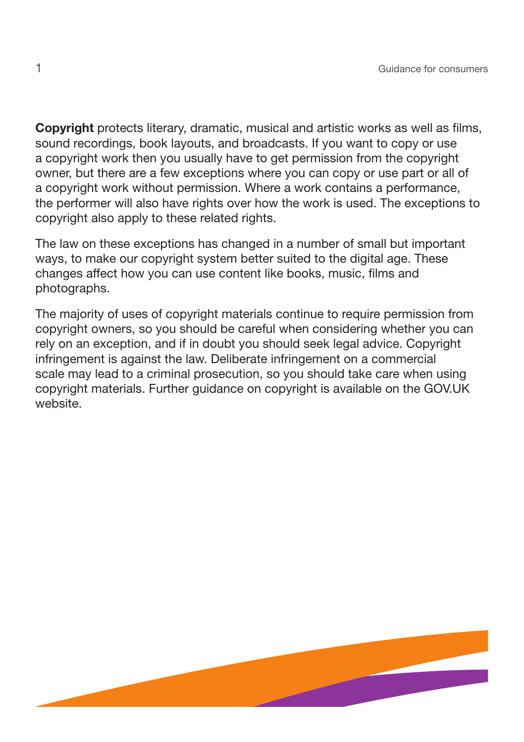**Copyright** protects literary, dramatic, musical and artistic works as well as films, sound recordings, book layouts, and broadcasts. If you want to copy or use a copyright work then you usually have to get permission from the copyright owner, but there are a few exceptions where you can copy or use part or all of a copyright work without permission. Where a work contains a performance, the performer will also have rights over how the work is used. The exceptions to copyright also apply to these related rights.

The law on these exceptions has changed in a number of small but important ways, to make our copyright system better suited to the digital age. These changes affect how you can use content like books, music, films and photographs.

The majority of uses of copyright materials continue to require permission from copyright owners, so you should be careful when considering whether you can rely on an exception, and if in doubt you should seek legal advice. Copyright infringement is against the law. Deliberate infringement on a commercial scale may lead to a criminal prosecution, so you should take care when using copyright materials. Further guidance on copyright is available on the GOV.UK website.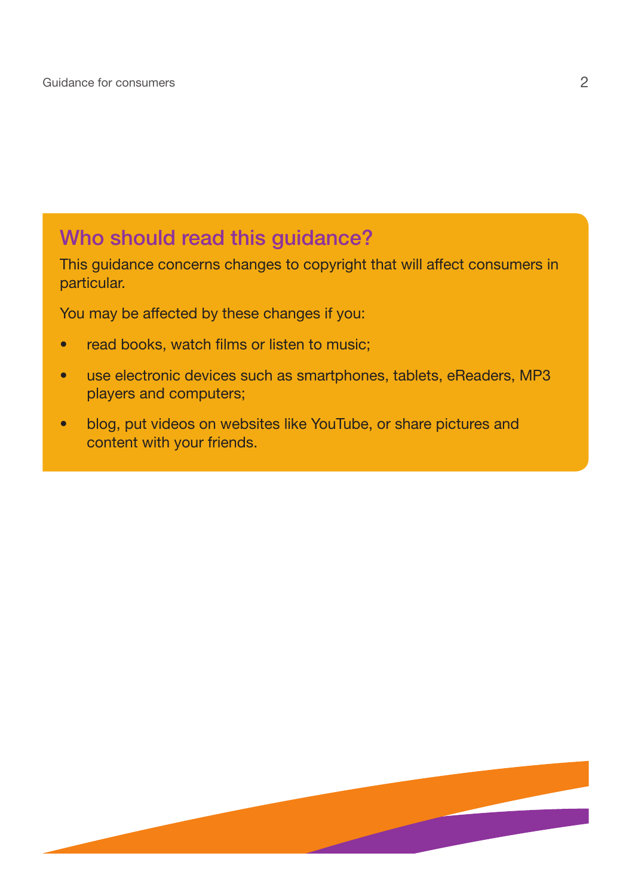## Who should read this guidance?

This guidance concerns changes to copyright that will affect consumers in particular.

You may be affected by these changes if you:

- read books, watch films or listen to music;
- use electronic devices such as smartphones, tablets, eReaders, MP3 players and computers;
- blog, put videos on websites like YouTube, or share pictures and content with your friends.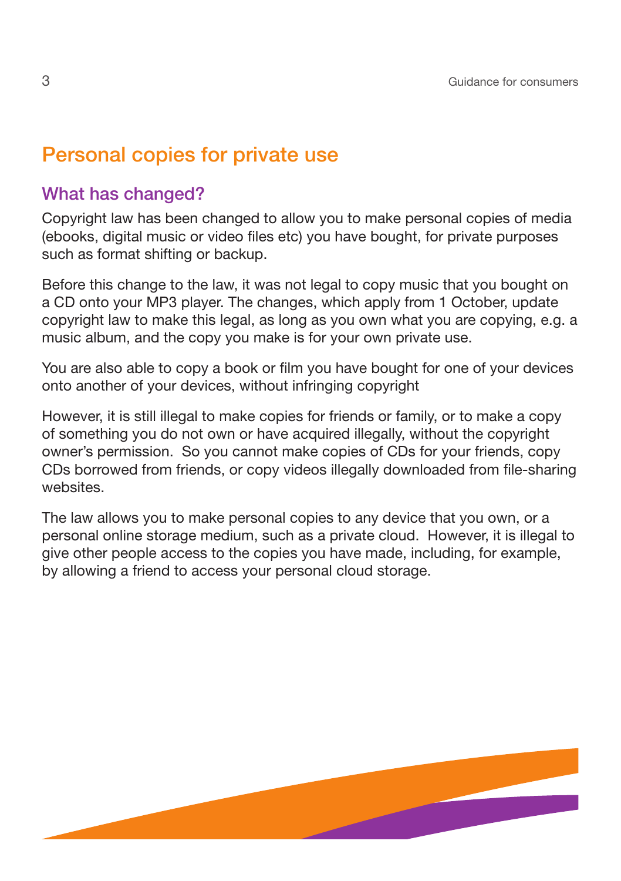# Personal copies for private use

## What has changed?

Copyright law has been changed to allow you to make personal copies of media (ebooks, digital music or video files etc) you have bought, for private purposes such as format shifting or backup.

Before this change to the law, it was not legal to copy music that you bought on a CD onto your MP3 player. The changes, which apply from 1 October, update copyright law to make this legal, as long as you own what you are copying, e.g. a music album, and the copy you make is for your own private use.

You are also able to copy a book or film you have bought for one of your devices onto another of your devices, without infringing copyright

However, it is still illegal to make copies for friends or family, or to make a copy of something you do not own or have acquired illegally, without the copyright owner's permission. So you cannot make copies of CDs for your friends, copy CDs borrowed from friends, or copy videos illegally downloaded from file-sharing websites.

The law allows you to make personal copies to any device that you own, or a personal online storage medium, such as a private cloud. However, it is illegal to give other people access to the copies you have made, including, for example, by allowing a friend to access your personal cloud storage.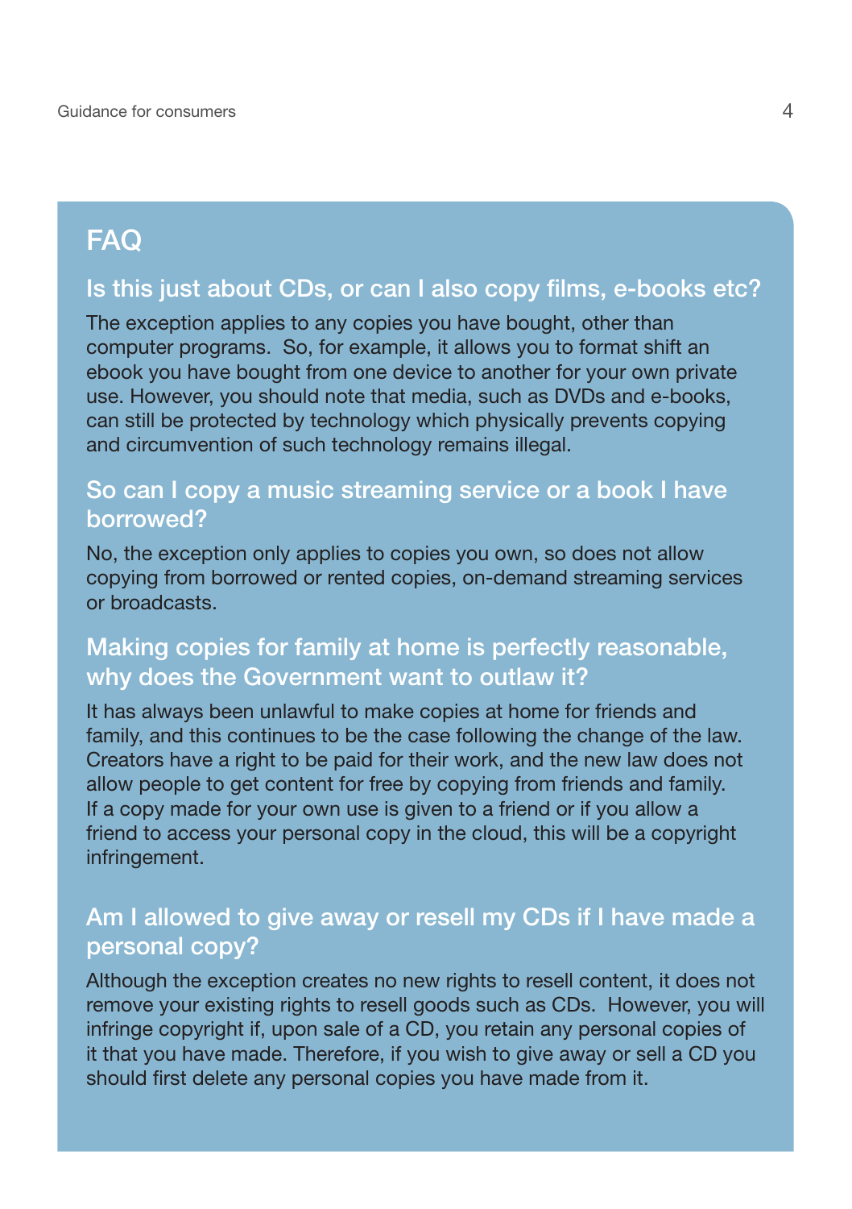## FAQ

### Is this just about CDs, or can I also copy films, e-books etc?

The exception applies to any copies you have bought, other than computer programs. So, for example, it allows you to format shift an ebook you have bought from one device to another for your own private use. However, you should note that media, such as DVDs and e-books, can still be protected by technology which physically prevents copying and circumvention of such technology remains illegal.

### So can I copy a music streaming service or a book I have borrowed?

No, the exception only applies to copies you own, so does not allow copying from borrowed or rented copies, on-demand streaming services or broadcasts.

### Making copies for family at home is perfectly reasonable, why does the Government want to outlaw it?

It has always been unlawful to make copies at home for friends and family, and this continues to be the case following the change of the law. Creators have a right to be paid for their work, and the new law does not allow people to get content for free by copying from friends and family. If a copy made for your own use is given to a friend or if you allow a friend to access your personal copy in the cloud, this will be a copyright infringement.

### Am I allowed to give away or resell my CDs if I have made a personal copy?

Although the exception creates no new rights to resell content, it does not remove your existing rights to resell goods such as CDs. However, you will infringe copyright if, upon sale of a CD, you retain any personal copies of it that you have made. Therefore, if you wish to give away or sell a CD you should first delete any personal copies you have made from it.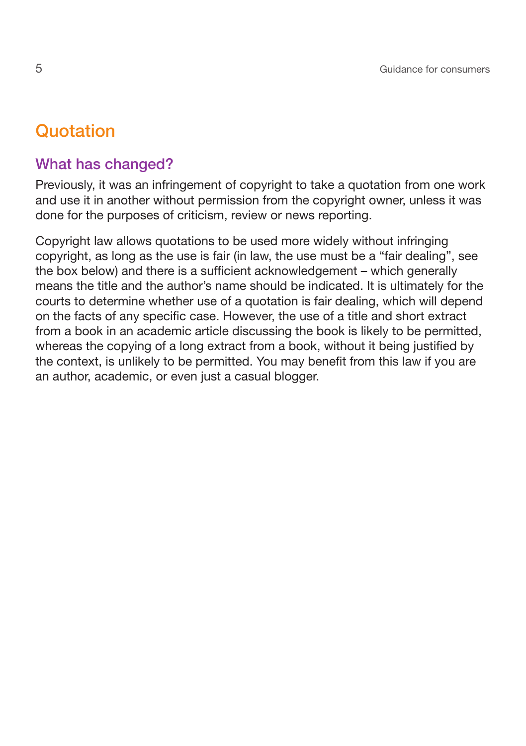## Quotation

### What has changed?

Previously, it was an infringement of copyright to take a quotation from one work and use it in another without permission from the copyright owner, unless it was done for the purposes of criticism, review or news reporting.

Copyright law allows quotations to be used more widely without infringing copyright, as long as the use is fair (in law, the use must be a "fair dealing", see the box below) and there is a sufficient acknowledgement – which generally means the title and the author's name should be indicated. It is ultimately for the courts to determine whether use of a quotation is fair dealing, which will depend on the facts of any specific case. However, the use of a title and short extract from a book in an academic article discussing the book is likely to be permitted, whereas the copying of a long extract from a book, without it being justified by the context, is unlikely to be permitted. You may benefit from this law if you are an author, academic, or even just a casual blogger.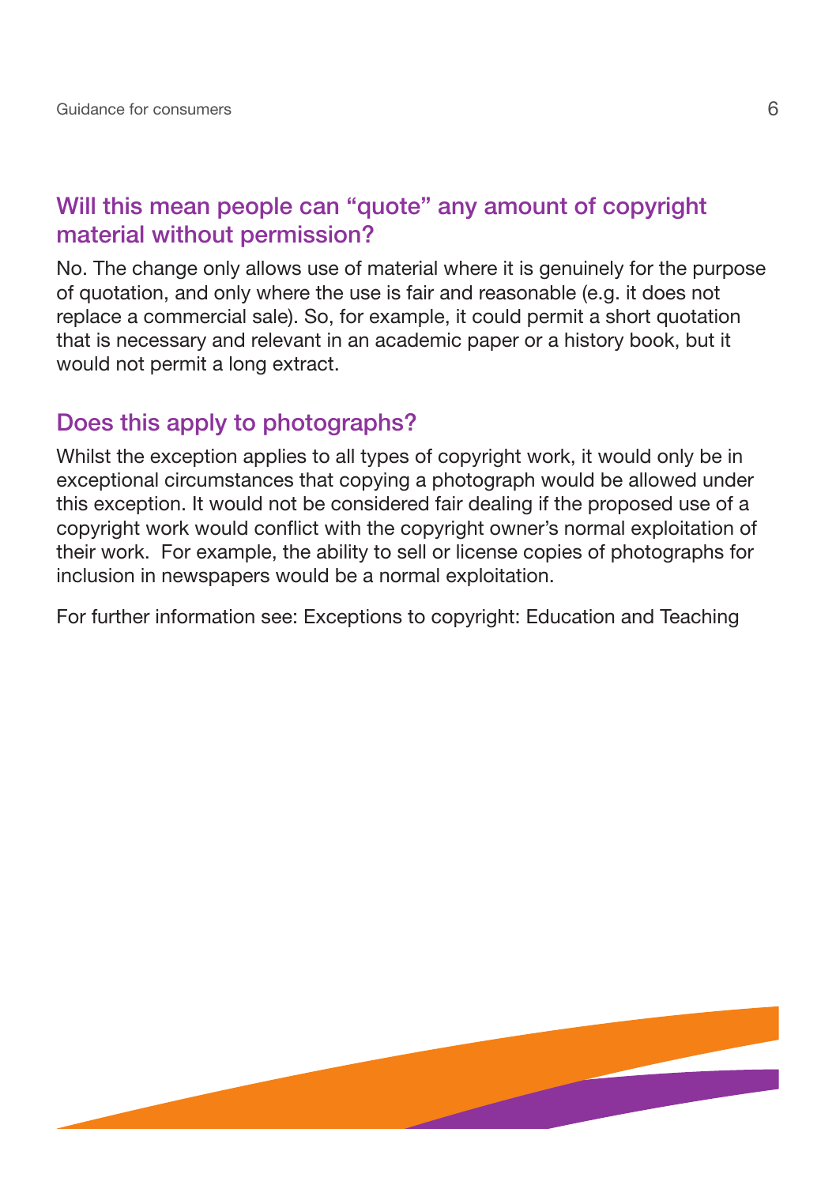## Will this mean people can "quote" any amount of copyright material without permission?

No. The change only allows use of material where it is genuinely for the purpose of quotation, and only where the use is fair and reasonable (e.g. it does not replace a commercial sale). So, for example, it could permit a short quotation that is necessary and relevant in an academic paper or a history book, but it would not permit a long extract.

## Does this apply to photographs?

Whilst the exception applies to all types of copyright work, it would only be in exceptional circumstances that copying a photograph would be allowed under this exception. It would not be considered fair dealing if the proposed use of a copyright work would conflict with the copyright owner's normal exploitation of their work. For example, the ability to sell or license copies of photographs for inclusion in newspapers would be a normal exploitation.

For further information see: Exceptions to copyright: Education and Teaching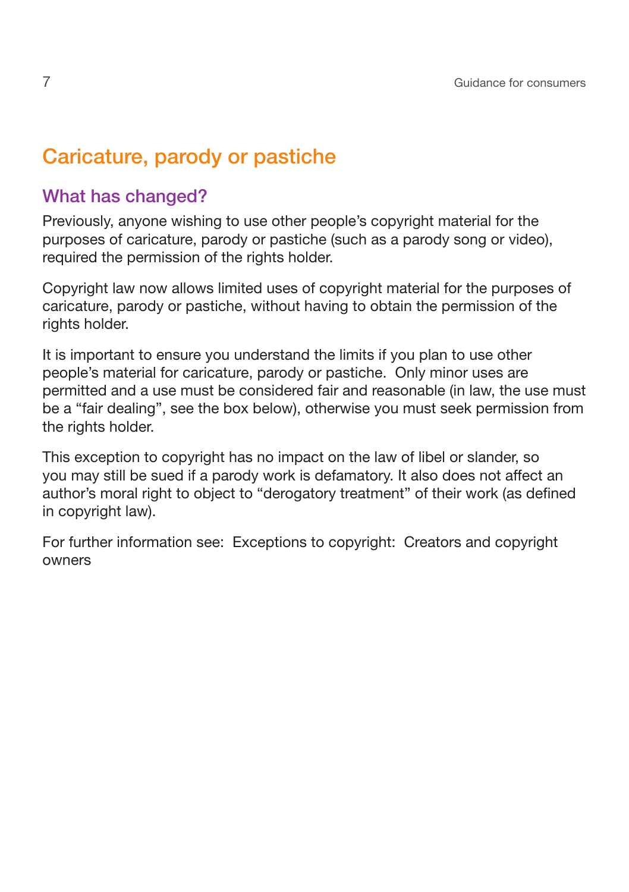## Caricature, parody or pastiche

### What has changed?

Previously, anyone wishing to use other people's copyright material for the purposes of caricature, parody or pastiche (such as a parody song or video), required the permission of the rights holder.

Copyright law now allows limited uses of copyright material for the purposes of caricature, parody or pastiche, without having to obtain the permission of the rights holder.

It is important to ensure you understand the limits if you plan to use other people's material for caricature, parody or pastiche. Only minor uses are permitted and a use must be considered fair and reasonable (in law, the use must be a "fair dealing", see the box below), otherwise you must seek permission from the rights holder.

This exception to copyright has no impact on the law of libel or slander, so you may still be sued if a parody work is defamatory. It also does not affect an author's moral right to object to "derogatory treatment" of their work (as defined in copyright law).

For further information see: Exceptions to copyright: Creators and copyright owners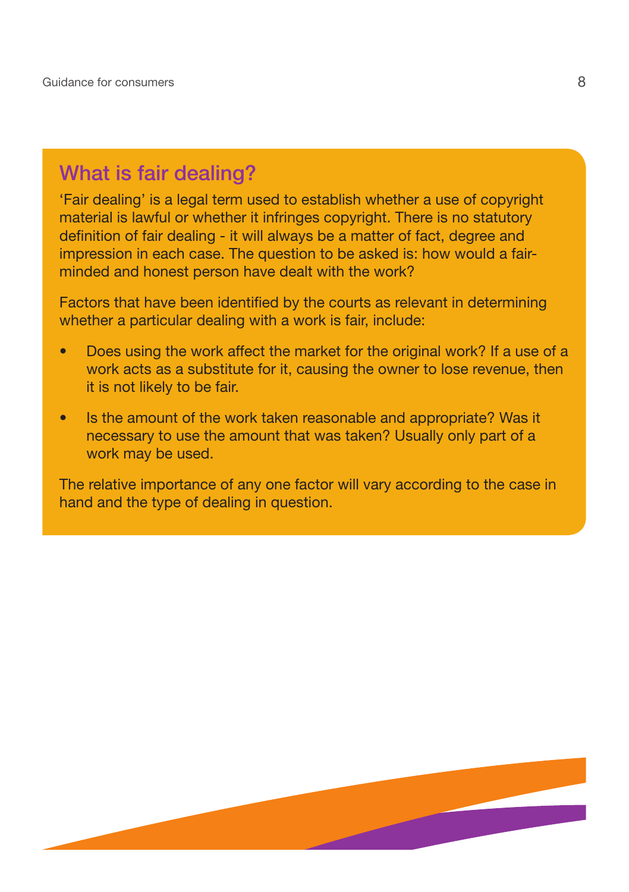## What is fair dealing?

'Fair dealing' is a legal term used to establish whether a use of copyright material is lawful or whether it infringes copyright. There is no statutory definition of fair dealing - it will always be a matter of fact, degree and impression in each case. The question to be asked is: how would a fair-minded and honest person have dealt with the work?

Factors that have been identified by the courts as relevant in determining whether a particular dealing with a work is fair, include:

- Does using the work affect the market for the original work? If a use of a work acts as a substitute for it, causing the owner to lose revenue, then it is not likely to be fair.
- Is the amount of the work taken reasonable and appropriate? Was it necessary to use the amount that was taken? Usually only part of a work may be used.

The relative importance of any one factor will vary according to the case in hand and the type of dealing in question.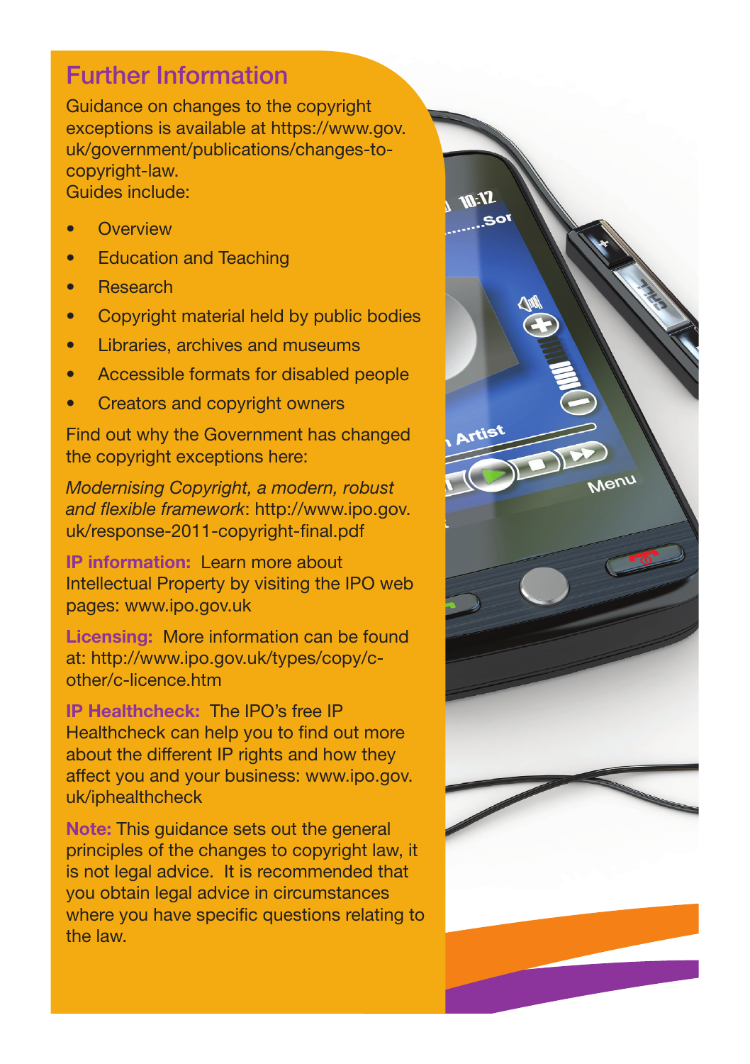## Further Information

Guidance on changes to the copyright exceptions is available at https://www.gov.uk/government/publications/changes-to-copyright-law.
Guides include:

- Overview
- Education and Teaching
- Research
- Copyright material held by public bodies
- Libraries, archives and museums
- Accessible formats for disabled people
- Creators and copyright owners

Find out why the Government has changed the copyright exceptions here:

*Modernising Copyright, a modern, robust and flexible framework*: http://www.ipo.gov.uk/response-2011-copyright-final.pdf

**IP information:** Learn more about Intellectual Property by visiting the IPO web pages: www.ipo.gov.uk

**Licensing:** More information can be found at: http://www.ipo.gov.uk/types/copy/c-other/c-licence.htm

**IP Healthcheck:** The IPO's free IP Healthcheck can help you to find out more about the different IP rights and how they affect you and your business: www.ipo.gov.uk/iphealthcheck

**Note:** This guidance sets out the general principles of the changes to copyright law, it is not legal advice. It is recommended that you obtain legal advice in circumstances where you have specific questions relating to the law.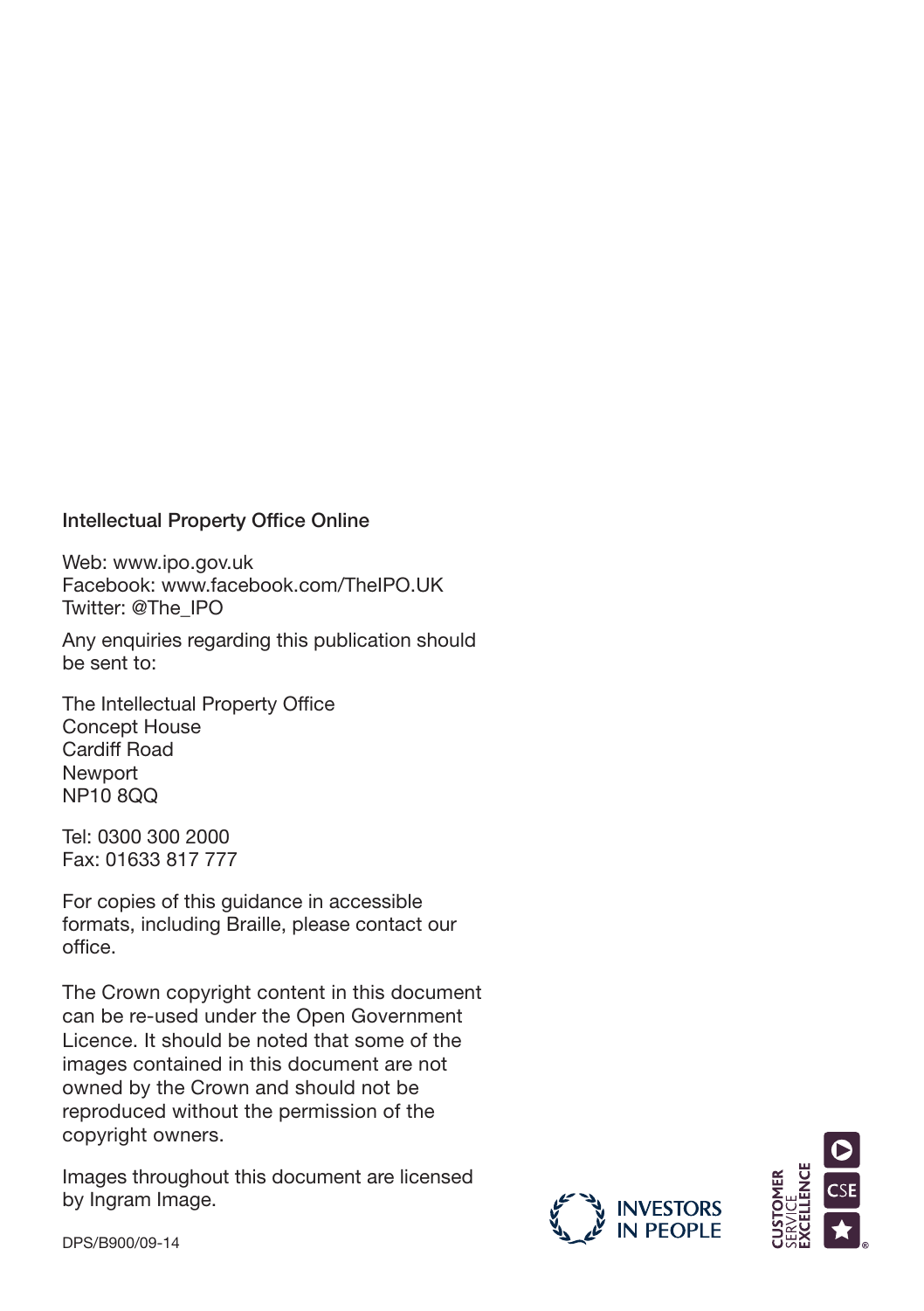**Intellectual Property Office Online**

Web: www.ipo.gov.uk
Facebook: www.facebook.com/TheIPO.UK
Twitter: @The_IPO

Any enquiries regarding this publication should be sent to:

The Intellectual Property Office
Concept House
Cardiff Road
Newport
NP10 8QQ

Tel: 0300 300 2000
Fax: 01633 817 777

For copies of this guidance in accessible formats, including Braille, please contact our office.

The Crown copyright content in this document can be re-used under the Open Government Licence. It should be noted that some of the images contained in this document are not owned by the Crown and should not be reproduced without the permission of the copyright owners.

Images throughout this document are licensed by Ingram Image.

DPS/B900/09-14

INVESTORS IN PEOPLE

CUSTOMER SERVICE EXCELLENCE